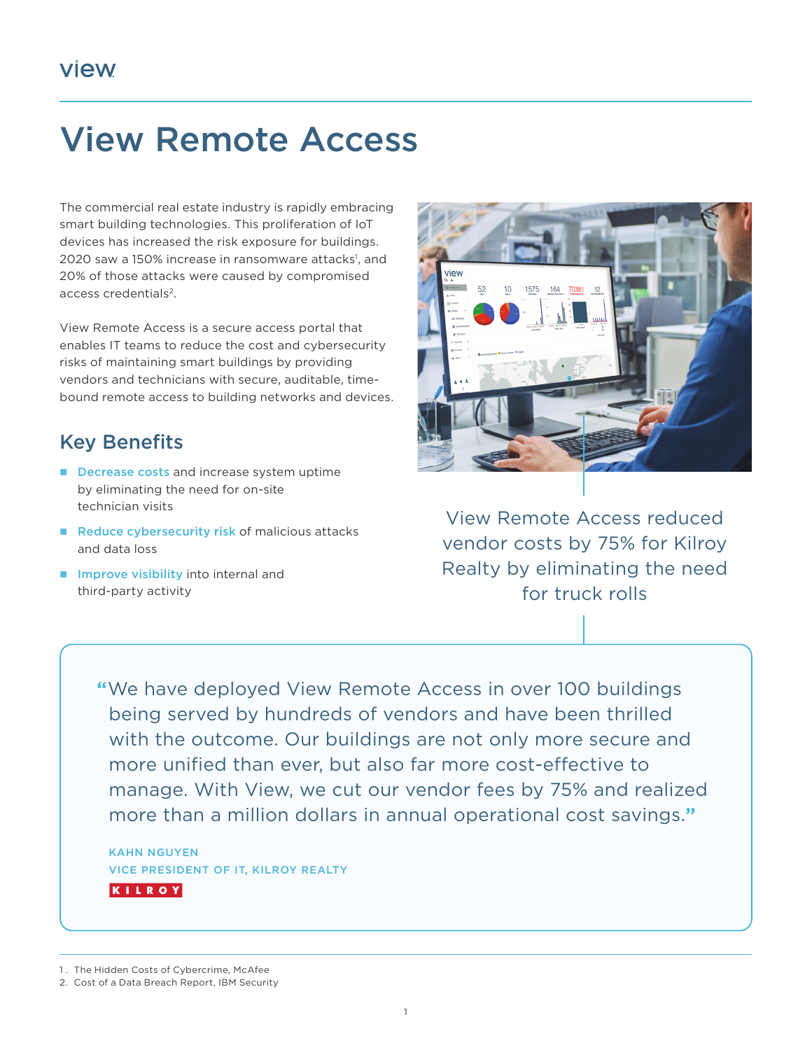# View Remote Access

The commercial real estate industry is rapidly embracing smart building technologies. This proliferation of IoT devices has increased the risk exposure for buildings. 2020 saw a 150% increase in ransomware attacks[1], and 20% of those attacks were caused by compromised access credentials[2].

View Remote Access is a secure access portal that enables IT teams to reduce the cost and cybersecurity risks of maintaining smart buildings by providing vendors and technicians with secure, auditable, time-bound remote access to building networks and devices.

## Key Benefits

- **Decrease costs** and increase system uptime by eliminating the need for on-site technician visits
- **Reduce cybersecurity risk** of malicious attacks and data loss
- **Improve visibility** into internal and third-party activity

View Remote Access reduced vendor costs by 75% for Kilroy Realty by eliminating the need for truck rolls

> "We have deployed View Remote Access in over 100 buildings being served by hundreds of vendors and have been thrilled with the outcome. Our buildings are not only more secure and more unified than ever, but also far more cost-effective to manage. With View, we cut our vendor fees by 75% and realized more than a million dollars in annual operational cost savings."
>
> KAHN NGUYEN
> VICE PRESIDENT OF IT, KILROY REALTY

1. The Hidden Costs of Cybercrime, McAfee
2. Cost of a Data Breach Report, IBM Security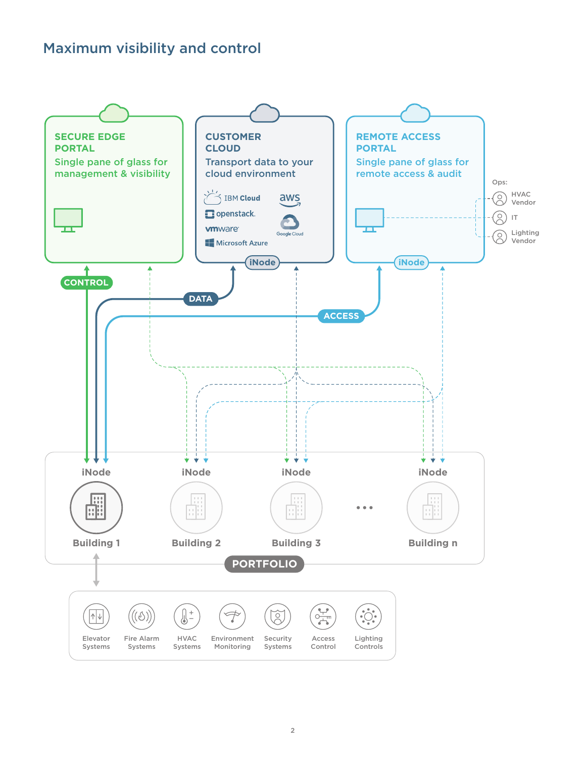# Maximum visibility and control

**SECURE EDGE PORTAL**
Single pane of glass for management & visibility

**CUSTOMER CLOUD**
Transport data to your cloud environment

IBM Cloud
aws
openstack.
Google Cloud
vmware
Microsoft Azure

iNode

**REMOTE ACCESS PORTAL**
Single pane of glass for remote access & audit

iNode

Ops:
- HVAC Vendor
- IT
- Lighting Vendor

CONTROL

DATA

ACCESS

iNode
Building 1

iNode
Building 2

iNode
Building 3

...

iNode
Building n

PORTFOLIO

- Elevator Systems
- Fire Alarm Systems
- HVAC Systems
- Environment Monitoring
- Security Systems
- Access Control
- Lighting Controls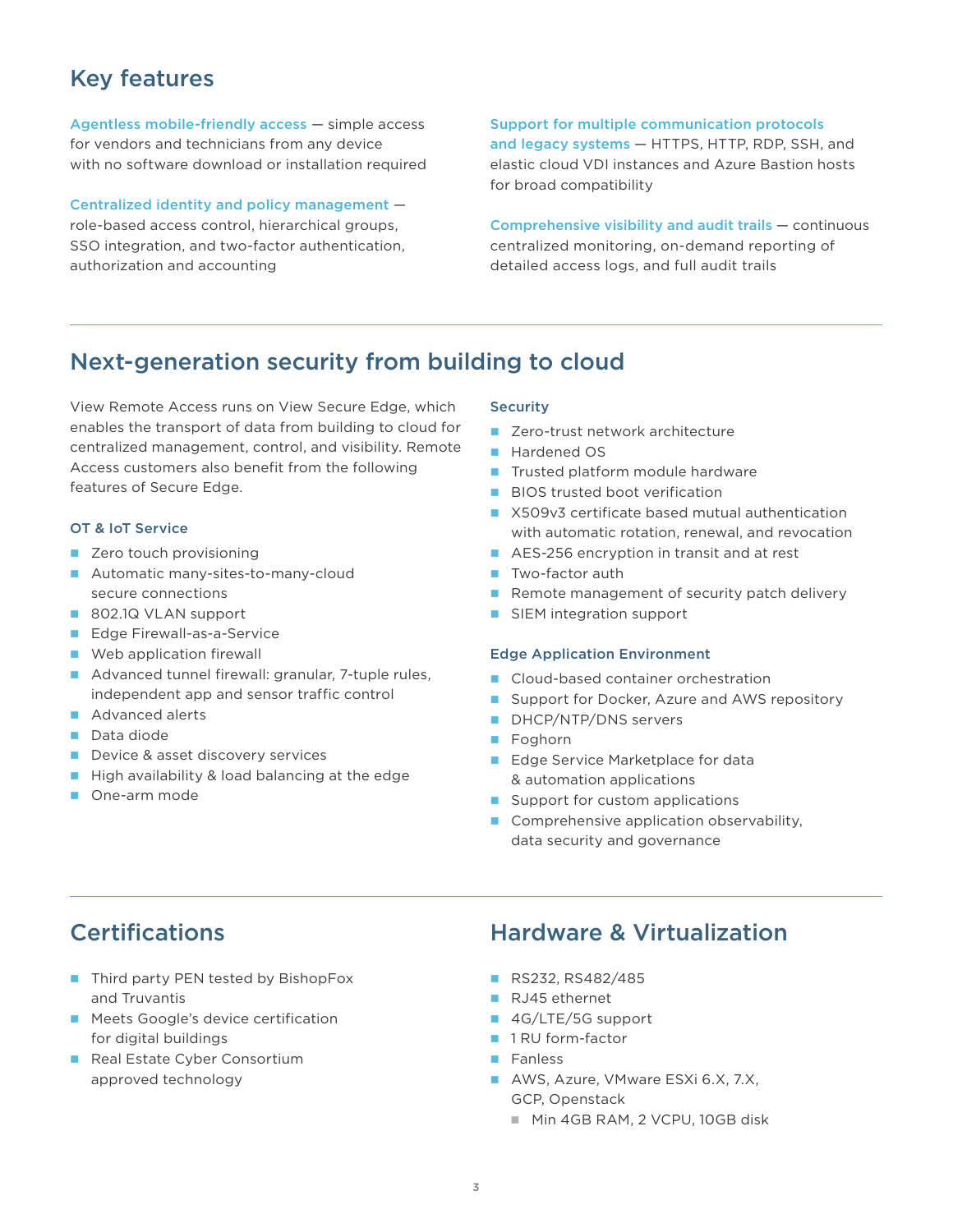## Key features

**Agentless mobile-friendly access** — simple access for vendors and technicians from any device with no software download or installation required

**Centralized identity and policy management** — role-based access control, hierarchical groups, SSO integration, and two-factor authentication, authorization and accounting

**Support for multiple communication protocols and legacy systems** — HTTPS, HTTP, RDP, SSH, and elastic cloud VDI instances and Azure Bastion hosts for broad compatibility

**Comprehensive visibility and audit trails** — continuous centralized monitoring, on-demand reporting of detailed access logs, and full audit trails

---

## Next-generation security from building to cloud

View Remote Access runs on View Secure Edge, which enables the transport of data from building to cloud for centralized management, control, and visibility. Remote Access customers also benefit from the following features of Secure Edge.

### OT & IoT Service

- Zero touch provisioning
- Automatic many-sites-to-many-cloud secure connections
- 802.1Q VLAN support
- Edge Firewall-as-a-Service
- Web application firewall
- Advanced tunnel firewall: granular, 7-tuple rules, independent app and sensor traffic control
- Advanced alerts
- Data diode
- Device & asset discovery services
- High availability & load balancing at the edge
- One-arm mode

### Security

- Zero-trust network architecture
- Hardened OS
- Trusted platform module hardware
- BIOS trusted boot verification
- X509v3 certificate based mutual authentication with automatic rotation, renewal, and revocation
- AES-256 encryption in transit and at rest
- Two-factor auth
- Remote management of security patch delivery
- SIEM integration support

### Edge Application Environment

- Cloud-based container orchestration
- Support for Docker, Azure and AWS repository
- DHCP/NTP/DNS servers
- Foghorn
- Edge Service Marketplace for data & automation applications
- Support for custom applications
- Comprehensive application observability, data security and governance

---

## Certifications

- Third party PEN tested by BishopFox and Truvantis
- Meets Google's device certification for digital buildings
- Real Estate Cyber Consortium approved technology

## Hardware & Virtualization

- RS232, RS482/485
- RJ45 ethernet
- 4G/LTE/5G support
- 1 RU form-factor
- Fanless
- AWS, Azure, VMware ESXi 6.X, 7.X, GCP, Openstack
  - Min 4GB RAM, 2 VCPU, 10GB disk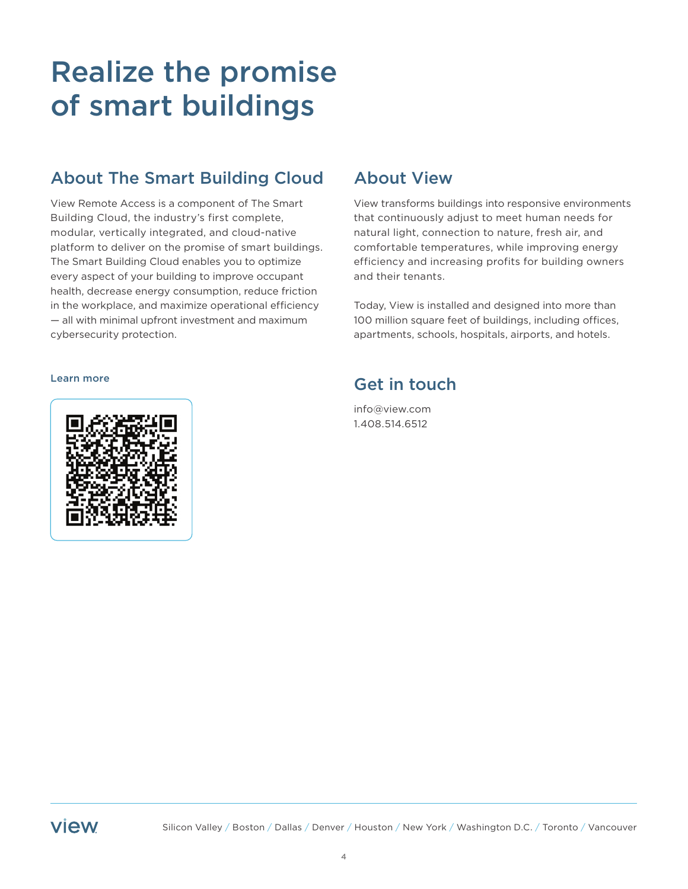# Realize the promise of smart buildings

## About The Smart Building Cloud

View Remote Access is a component of The Smart Building Cloud, the industry's first complete, modular, vertically integrated, and cloud-native platform to deliver on the promise of smart buildings. The Smart Building Cloud enables you to optimize every aspect of your building to improve occupant health, decrease energy consumption, reduce friction in the workplace, and maximize operational efficiency — all with minimal upfront investment and maximum cybersecurity protection.

Learn more

## About View

View transforms buildings into responsive environments that continuously adjust to meet human needs for natural light, connection to nature, fresh air, and comfortable temperatures, while improving energy efficiency and increasing profits for building owners and their tenants.

Today, View is installed and designed into more than 100 million square feet of buildings, including offices, apartments, schools, hospitals, airports, and hotels.

## Get in touch

info@view.com
1.408.514.6512

view

Silicon Valley / Boston / Dallas / Denver / Houston / New York / Washington D.C. / Toronto / Vancouver